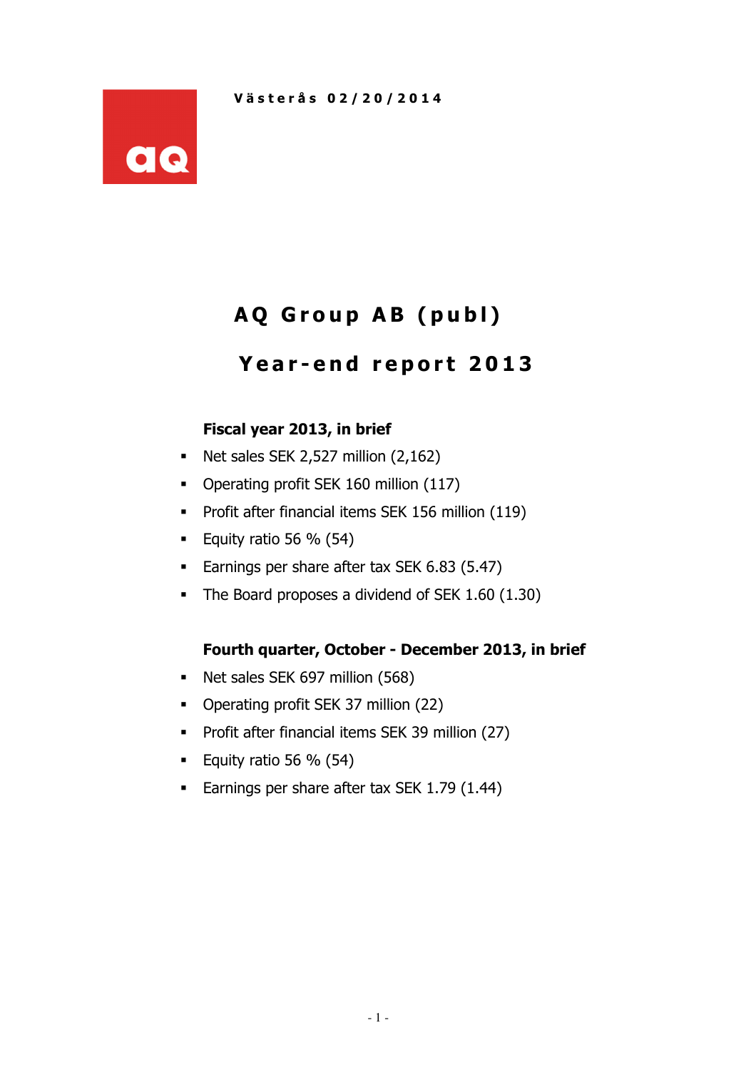Västerås 02/20/2014

# AQ Group AB (publ)

# Year-end report 2013

**Fiscal year 2013, in brief**

- Net sales SEK 2,527 million (2,162)
- Operating profit SEK 160 million (117)
- Profit after financial items SEK 156 million (119)
- Equity ratio 56 % (54)
- Earnings per share after tax SEK 6.83 (5.47)
- The Board proposes a dividend of SEK 1.60 (1.30)

**Fourth quarter, October - December 2013, in brief**

- Net sales SEK 697 million (568)
- Operating profit SEK 37 million (22)
- Profit after financial items SEK 39 million (27)
- Equity ratio 56 % (54)
- Earnings per share after tax SEK 1.79 (1.44)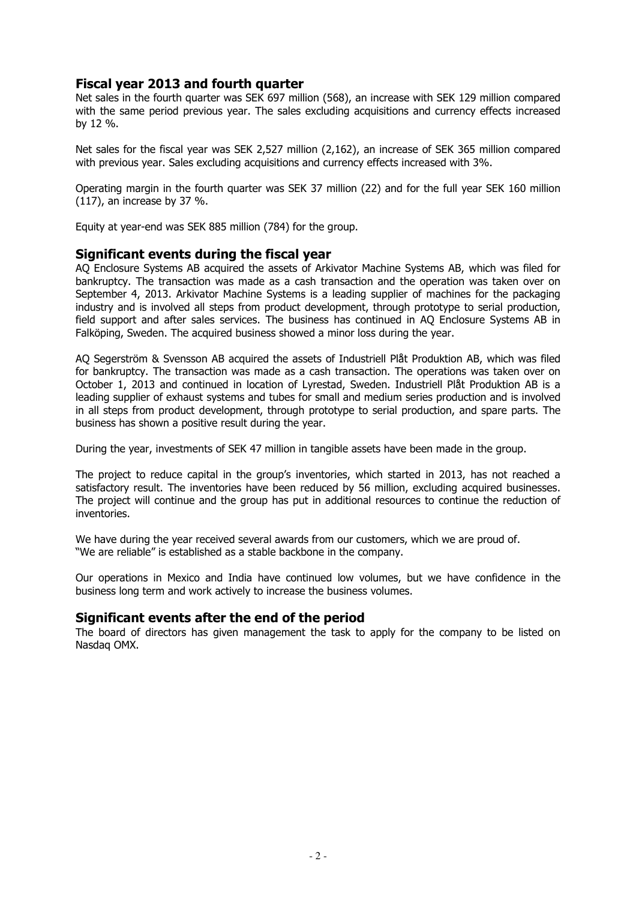## Fiscal year 2013 and fourth quarter

Net sales in the fourth quarter was SEK 697 million (568), an increase with SEK 129 million compared with the same period previous year. The sales excluding acquisitions and currency effects increased by 12 %.

Net sales for the fiscal year was SEK 2,527 million (2,162), an increase of SEK 365 million compared with previous year. Sales excluding acquisitions and currency effects increased with 3%.

Operating margin in the fourth quarter was SEK 37 million (22) and for the full year SEK 160 million (117), an increase by 37 %.

Equity at year-end was SEK 885 million (784) for the group.

## Significant events during the fiscal year

AQ Enclosure Systems AB acquired the assets of Arkivator Machine Systems AB, which was filed for bankruptcy. The transaction was made as a cash transaction and the operation was taken over on September 4, 2013. Arkivator Machine Systems is a leading supplier of machines for the packaging industry and is involved all steps from product development, through prototype to serial production, field support and after sales services. The business has continued in AQ Enclosure Systems AB in Falköping, Sweden. The acquired business showed a minor loss during the year.

AQ Segerström & Svensson AB acquired the assets of Industriell Plåt Produktion AB, which was filed for bankruptcy. The transaction was made as a cash transaction. The operations was taken over on October 1, 2013 and continued in location of Lyrestad, Sweden. Industriell Plåt Produktion AB is a leading supplier of exhaust systems and tubes for small and medium series production and is involved in all steps from product development, through prototype to serial production, and spare parts. The business has shown a positive result during the year.

During the year, investments of SEK 47 million in tangible assets have been made in the group.

The project to reduce capital in the group's inventories, which started in 2013, has not reached a satisfactory result. The inventories have been reduced by 56 million, excluding acquired businesses. The project will continue and the group has put in additional resources to continue the reduction of inventories.

We have during the year received several awards from our customers, which we are proud of. "We are reliable" is established as a stable backbone in the company.

Our operations in Mexico and India have continued low volumes, but we have confidence in the business long term and work actively to increase the business volumes.

## Significant events after the end of the period

The board of directors has given management the task to apply for the company to be listed on Nasdaq OMX.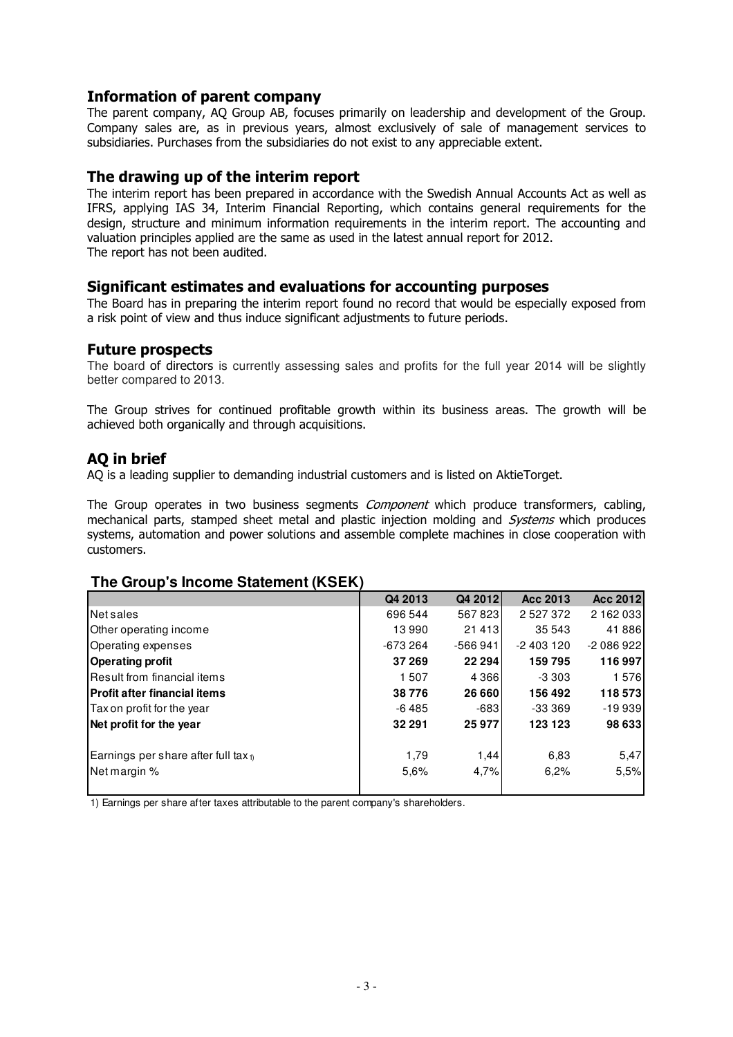## Information of parent company

The parent company, AQ Group AB, focuses primarily on leadership and development of the Group. Company sales are, as in previous years, almost exclusively of sale of management services to subsidiaries. Purchases from the subsidiaries do not exist to any appreciable extent.

## The drawing up of the interim report

The interim report has been prepared in accordance with the Swedish Annual Accounts Act as well as IFRS, applying IAS 34, Interim Financial Reporting, which contains general requirements for the design, structure and minimum information requirements in the interim report. The accounting and valuation principles applied are the same as used in the latest annual report for 2012.
The report has not been audited.

## Significant estimates and evaluations for accounting purposes

The Board has in preparing the interim report found no record that would be especially exposed from a risk point of view and thus induce significant adjustments to future periods.

## Future prospects

The board of directors is currently assessing sales and profits for the full year 2014 will be slightly better compared to 2013.

The Group strives for continued profitable growth within its business areas. The growth will be achieved both organically and through acquisitions.

## AQ in brief

AQ is a leading supplier to demanding industrial customers and is listed on AktieTorget.

The Group operates in two business segments *Component* which produce transformers, cabling, mechanical parts, stamped sheet metal and plastic injection molding and *Systems* which produces systems, automation and power solutions and assemble complete machines in close cooperation with customers.

### The Group's Income Statement (KSEK)

| | Q4 2013 | Q4 2012 | Acc 2013 | Acc 2012 |
|---|---|---|---|---|
| Net sales | 696 544 | 567 823 | 2 527 372 | 2 162 033 |
| Other operating income | 13 990 | 21 413 | 35 543 | 41 886 |
| Operating expenses | -673 264 | -566 941 | -2 403 120 | -2 086 922 |
| **Operating profit** | **37 269** | **22 294** | **159 795** | **116 997** |
| Result from financial items | 1 507 | 4 366 | -3 303 | 1 576 |
| **Profit after financial items** | **38 776** | **26 660** | **156 492** | **118 573** |
| Tax on profit for the year | -6 485 | -683 | -33 369 | -19 939 |
| **Net profit for the year** | **32 291** | **25 977** | **123 123** | **98 633** |
| Earnings per share after full tax [1] | 1,79 | 1,44 | 6,83 | 5,47 |
| Net margin % | 5,6% | 4,7% | 6,2% | 5,5% |

1) Earnings per share after taxes attributable to the parent company's shareholders.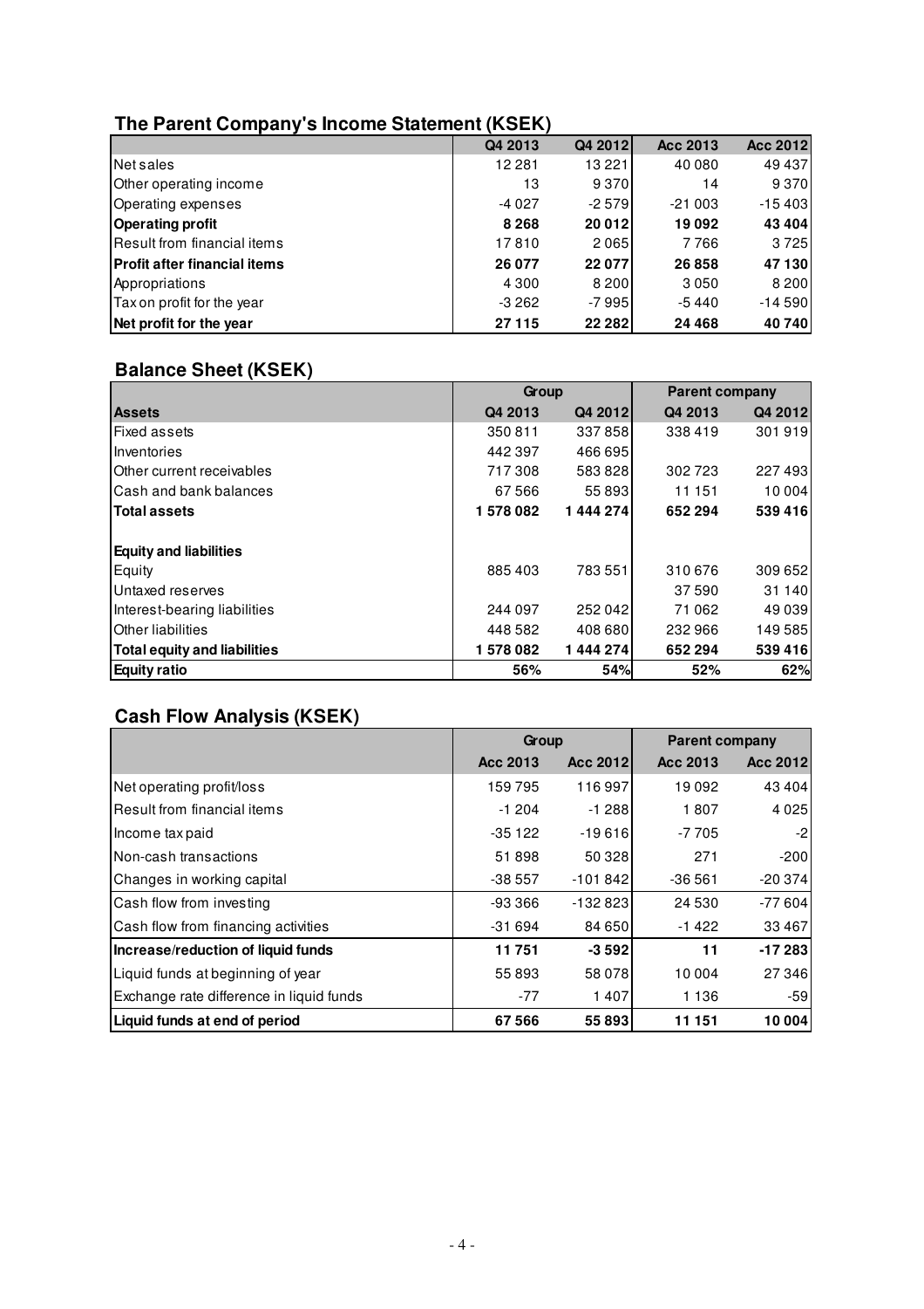## The Parent Company's Income Statement (KSEK)

| | Q4 2013 | Q4 2012 | Acc 2013 | Acc 2012 |
|---|---|---|---|---|
| Net sales | 12 281 | 13 221 | 40 080 | 49 437 |
| Other operating income | 13 | 9 370 | 14 | 9 370 |
| Operating expenses | -4 027 | -2 579 | -21 003 | -15 403 |
| **Operating profit** | **8 268** | **20 012** | **19 092** | **43 404** |
| Result from financial items | 17 810 | 2 065 | 7 766 | 3 725 |
| **Profit after financial items** | **26 077** | **22 077** | **26 858** | **47 130** |
| Appropriations | 4 300 | 8 200 | 3 050 | 8 200 |
| Tax on profit for the year | -3 262 | -7 995 | -5 440 | -14 590 |
| **Net profit for the year** | **27 115** | **22 282** | **24 468** | **40 740** |

## Balance Sheet (KSEK)

| | Group | | Parent company | |
|---|---|---|---|---|
| **Assets** | Q4 2013 | Q4 2012 | Q4 2013 | Q4 2012 |
| Fixed assets | 350 811 | 337 858 | 338 419 | 301 919 |
| Inventories | 442 397 | 466 695 | | |
| Other current receivables | 717 308 | 583 828 | 302 723 | 227 493 |
| Cash and bank balances | 67 566 | 55 893 | 11 151 | 10 004 |
| **Total assets** | **1 578 082** | **1 444 274** | **652 294** | **539 416** |
| | | | | |
| **Equity and liabilities** | | | | |
| Equity | 885 403 | 783 551 | 310 676 | 309 652 |
| Untaxed reserves | | | 37 590 | 31 140 |
| Interest-bearing liabilities | 244 097 | 252 042 | 71 062 | 49 039 |
| Other liabilities | 448 582 | 408 680 | 232 966 | 149 585 |
| **Total equity and liabilities** | **1 578 082** | **1 444 274** | **652 294** | **539 416** |
| **Equity ratio** | **56%** | **54%** | **52%** | **62%** |

## Cash Flow Analysis (KSEK)

| | Group | | Parent company | |
|---|---|---|---|---|
| | Acc 2013 | Acc 2012 | Acc 2013 | Acc 2012 |
| Net operating profit/loss | 159 795 | 116 997 | 19 092 | 43 404 |
| Result from financial items | -1 204 | -1 288 | 1 807 | 4 025 |
| Income tax paid | -35 122 | -19 616 | -7 705 | -2 |
| Non-cash transactions | 51 898 | 50 328 | 271 | -200 |
| Changes in working capital | -38 557 | -101 842 | -36 561 | -20 374 |
| Cash flow from investing | -93 366 | -132 823 | 24 530 | -77 604 |
| Cash flow from financing activities | -31 694 | 84 650 | -1 422 | 33 467 |
| **Increase/reduction of liquid funds** | **11 751** | **-3 592** | **11** | **-17 283** |
| Liquid funds at beginning of year | 55 893 | 58 078 | 10 004 | 27 346 |
| Exchange rate difference in liquid funds | -77 | 1 407 | 1 136 | -59 |
| **Liquid funds at end of period** | **67 566** | **55 893** | **11 151** | **10 004** |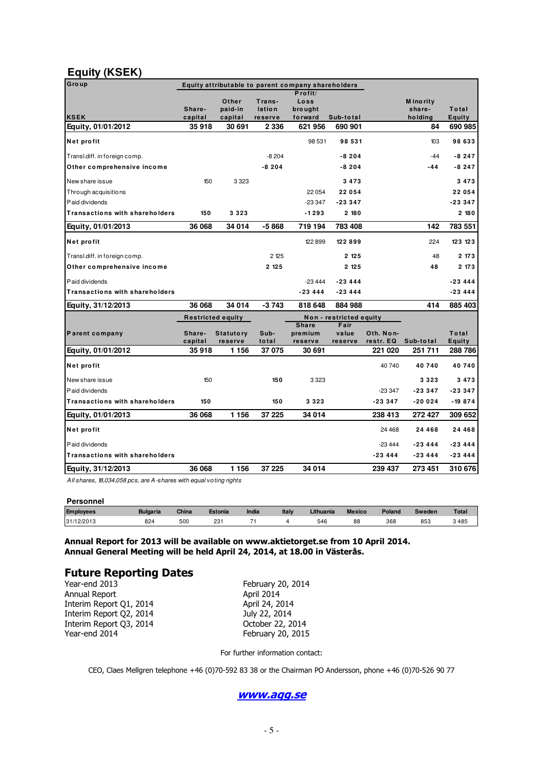## Equity (KSEK)

| Group | Equity attributable to parent company shareholders | | | | | | |
|---|---|---|---|---|---|---|---|
| KSEK | Share-capital | Other paid-in capital | Trans-lation reserve | Profit/ Loss brought forward | Sub-total | Minority share-holding | Total Equity |
| **Equity, 01/01/2012** | **35 918** | **30 691** | **2 336** | **621 956** | **690 901** | **84** | **690 985** |
| **Net profit** | | | | 98 531 | **98 531** | 103 | **98 633** |
| Transl.diff. in foreign comp. | | | -8 204 | | **-8 204** | -44 | **-8 247** |
| **Other comprehensive income** | | | **-8 204** | | **-8 204** | **-44** | **-8 247** |
| New share issue | 150 | 3 323 | | | **3 473** | | **3 473** |
| Through acquisitions | | | | 22 054 | **22 054** | | **22 054** |
| Paid dividends | | | | -23 347 | **-23 347** | | **-23 347** |
| **Transactions with shareholders** | **150** | **3 323** | | **-1 293** | **2 180** | | **2 180** |
| **Equity, 01/01/2013** | **36 068** | **34 014** | **-5 868** | **719 194** | **783 408** | **142** | **783 551** |
| **Net profit** | | | | 122 899 | **122 899** | 224 | **123 123** |
| Transl.diff. in foreign comp. | | | 2 125 | | **2 125** | 48 | **2 173** |
| **Other comprehensive income** | | | **2 125** | | **2 125** | **48** | **2 173** |
| Paid dividends | | | | -23 444 | **-23 444** | | **-23 444** |
| **Transactions with shareholders** | | | | **-23 444** | **-23 444** | | **-23 444** |
| **Equity, 31/12/2013** | **36 068** | **34 014** | **-3 743** | **818 648** | **884 988** | **414** | **885 403** |

| Parent company | Restricted equity | | | Non - restricted equity | | | | |
|---|---|---|---|---|---|---|---|---|
| | Share-capital | Statutory reserve | Sub-total | Share premium reserve | Fair value reserve | Oth. Non-restr. EQ | Sub-total | Total Equity |
| **Equity, 01/01/2012** | **35 918** | **1 156** | **37 075** | **30 691** | | **221 020** | **251 711** | **288 786** |
| **Net profit** | | | | | | 40 740 | **40 740** | **40 740** |
| New share issue | 150 | | **150** | 3 323 | | | **3 323** | **3 473** |
| Paid dividends | | | | | | -23 347 | **-23 347** | **-23 347** |
| **Transactions with shareholders** | **150** | | **150** | **3 323** | | **-23 347** | **-20 024** | **-19 874** |
| **Equity, 01/01/2013** | **36 068** | **1 156** | **37 225** | **34 014** | | **238 413** | **272 427** | **309 652** |
| **Net profit** | | | | | | 24 468 | **24 468** | **24 468** |
| Paid dividends | | | | | | -23 444 | **-23 444** | **-23 444** |
| **Transactions with shareholders** | | | | | | **-23 444** | **-23 444** | **-23 444** |
| **Equity, 31/12/2013** | **36 068** | **1 156** | **37 225** | **34 014** | | **239 437** | **273 451** | **310 676** |

*All shares, 18,034,058 pcs, are A-shares with equal voting rights*

### Personnel

| Employees | Bulgaria | China | Estonia | India | Italy | Lithuania | Mexico | Poland | Sweden | Total |
|---|---|---|---|---|---|---|---|---|---|---|
| 31/12/2013 | 824 | 500 | 231 | 71 | 4 | 546 | 88 | 368 | 853 | 3 485 |

**Annual Report for 2013 will be available on www.aktietorget.se from 10 April 2014.**
**Annual General Meeting will be held April 24, 2014, at 18.00 in Västerås.**

## Future Reporting Dates

| | |
|---|---|
| Year-end 2013 | February 20, 2014 |
| Annual Report | April 2014 |
| Interim Report Q1, 2014 | April 24, 2014 |
| Interim Report Q2, 2014 | July 22, 2014 |
| Interim Report Q3, 2014 | October 22, 2014 |
| Year-end 2014 | February 20, 2015 |

For further information contact:

CEO, Claes Mellgren telephone +46 (0)70-592 83 38 or the Chairman PO Andersson, phone +46 (0)70-526 90 77

**www.aqg.se**